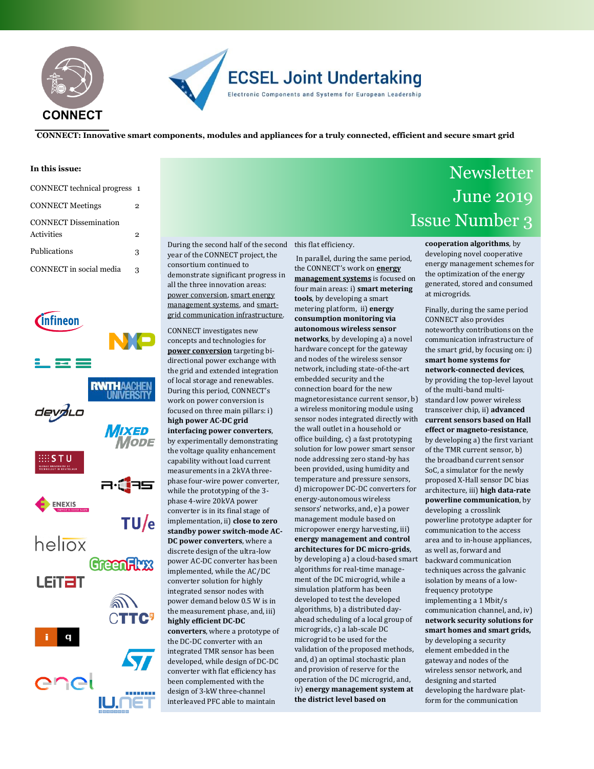# CONNECT

# ECSEL Joint Undertaking

Electronic Components and Systems for European Leadership

**CONNECT: Innovative smart components, modules and appliances for a truly connected, efficient and secure smart grid**

**In this issue:**

| | |
|---|---|
| CONNECT technical progress | 1 |
| CONNECT Meetings | 2 |
| CONNECT Dissemination Activities | 2 |
| Publications | 3 |
| CONNECT in social media | 3 |

# Newsletter June 2019 Issue Number 3

During the second half of the second year of the CONNECT project, the consortium continued to demonstrate significant progress in all the three innovation areas: power conversion, smart energy management systems, and smart-grid communication infrastructure.

CONNECT investigates new concepts and technologies for **power conversion** targeting bi-directional power exchange with the grid and extended integration of local storage and renewables. During this period, CONNECT's work on power conversion is focused on three main pillars: i) **high power AC-DC grid interfacing power converters**, by experimentally demonstrating the voltage quality enhancement capability without load current measurements in a 2kVA three-phase four-wire power converter, while the prototyping of the 3-phase 4-wire 20kVA power converter is in its final stage of implementation, ii) **close to zero standby power switch-mode AC-DC power converters**, where a discrete design of the ultra-low power AC-DC converter has been implemented, while the AC/DC converter solution for highly integrated sensor nodes with power demand below 0.5 W is in the measurement phase, and, iii) **highly efficient DC-DC converters**, where a prototype of the DC-DC converter with an integrated TMR sensor has been developed, while design of DC-DC converter with flat efficiency has been complemented with the design of 3-kW three-channel interleaved PFC able to maintain this flat efficiency.

In parallel, during the same period, the CONNECT's work on **energy management systems** is focused on four main areas: i) **smart metering tools**, by developing a smart metering platform, ii) **energy consumption monitoring via autonomous wireless sensor networks**, by developing a) a novel hardware concept for the gateway and nodes of the wireless sensor network, including state-of-the-art embedded security and the connection board for the new magnetoresistance current sensor, b) a wireless monitoring module using sensor nodes integrated directly with the wall outlet in a household or office building, c) a fast prototyping solution for low power smart sensor node addressing zero stand-by has been provided, using humidity and temperature and pressure sensors, d) micropower DC-DC converters for energy-autonomous wireless sensors' networks, and, e) a power management module based on micropower energy harvesting, iii) **energy management and control architectures for DC micro-grids**, by developing a) a cloud-based smart algorithms for real-time management of the DC microgrid, while a simulation platform has been developed to test the developed algorithms, b) a distributed day-ahead scheduling of a local group of microgrids, c) a lab-scale DC microgrid to be used for the validation of the proposed methods, and, d) an optimal stochastic plan and provision of reserve for the operation of the DC microgrid, and, iv) **energy management system at the district level based on cooperation algorithms**, by developing novel cooperative energy management schemes for the optimization of the energy generated, stored and consumed at microgrids.

Finally, during the same period CONNECT also provides noteworthy contributions on the communication infrastructure of the smart grid, by focusing on: i) **smart home systems for network-connected devices**, by providing the top-level layout of the multi-band multi-standard low power wireless transceiver chip, ii) **advanced current sensors based on Hall effect or magneto-resistance**, by developing a) the first variant of the TMR current sensor, b) the broadband current sensor SoC, a simulator for the newly proposed X-Hall sensor DC bias architecture, iii) **high data-rate powerline communication**, by developing a crosslink powerline protocol adapter for communication to the access area and to in-house appliances, as well as, forward and backward communication techniques across the galvanic isolation by means of a low-frequency prototype implementing a 1 Mbit/s communication channel, and, iv) **network security solutions for smart homes and smart grids,** by developing a security element embedded in the gateway and nodes of the wireless sensor network, and designing and started developing the hardware platform for the communication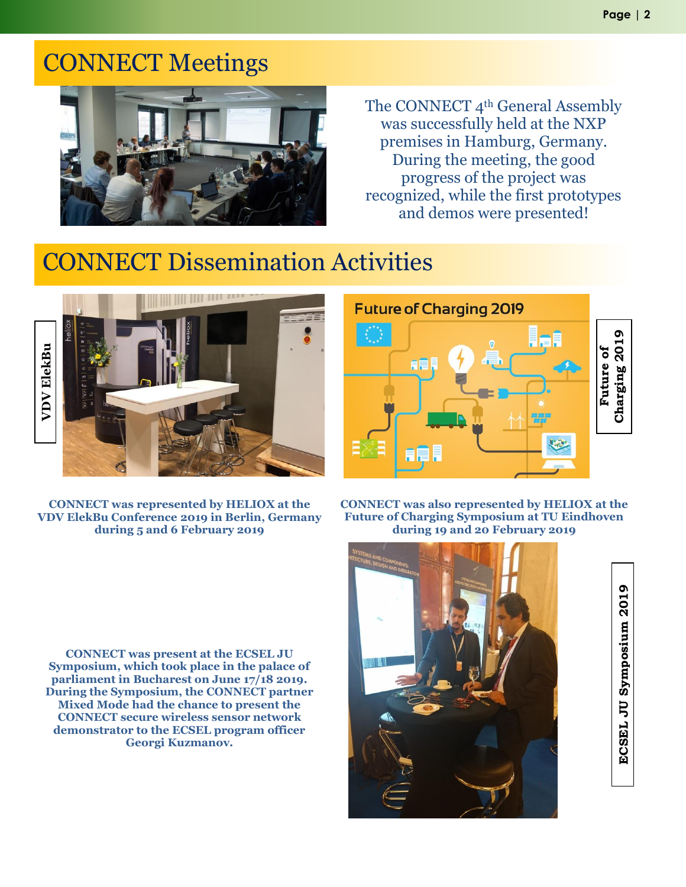# CONNECT Meetings

The CONNECT 4th General Assembly was successfully held at the NXP premises in Hamburg, Germany. During the meeting, the good progress of the project was recognized, while the first prototypes and demos were presented!

# CONNECT Dissemination Activities

**VDV ElekBu**

**CONNECT was represented by HELIOX at the VDV ElekBu Conference 2019 in Berlin, Germany during 5 and 6 February 2019**

**Future of Charging 2019**

**CONNECT was also represented by HELIOX at the Future of Charging Symposium at TU Eindhoven during 19 and 20 February 2019**

**ECSEL JU Symposium 2019**

**CONNECT was present at the ECSEL JU Symposium, which took place in the palace of parliament in Bucharest on June 17/18 2019. During the Symposium, the CONNECT partner Mixed Mode had the chance to present the CONNECT secure wireless sensor network demonstrator to the ECSEL program officer Georgi Kuzmanov.**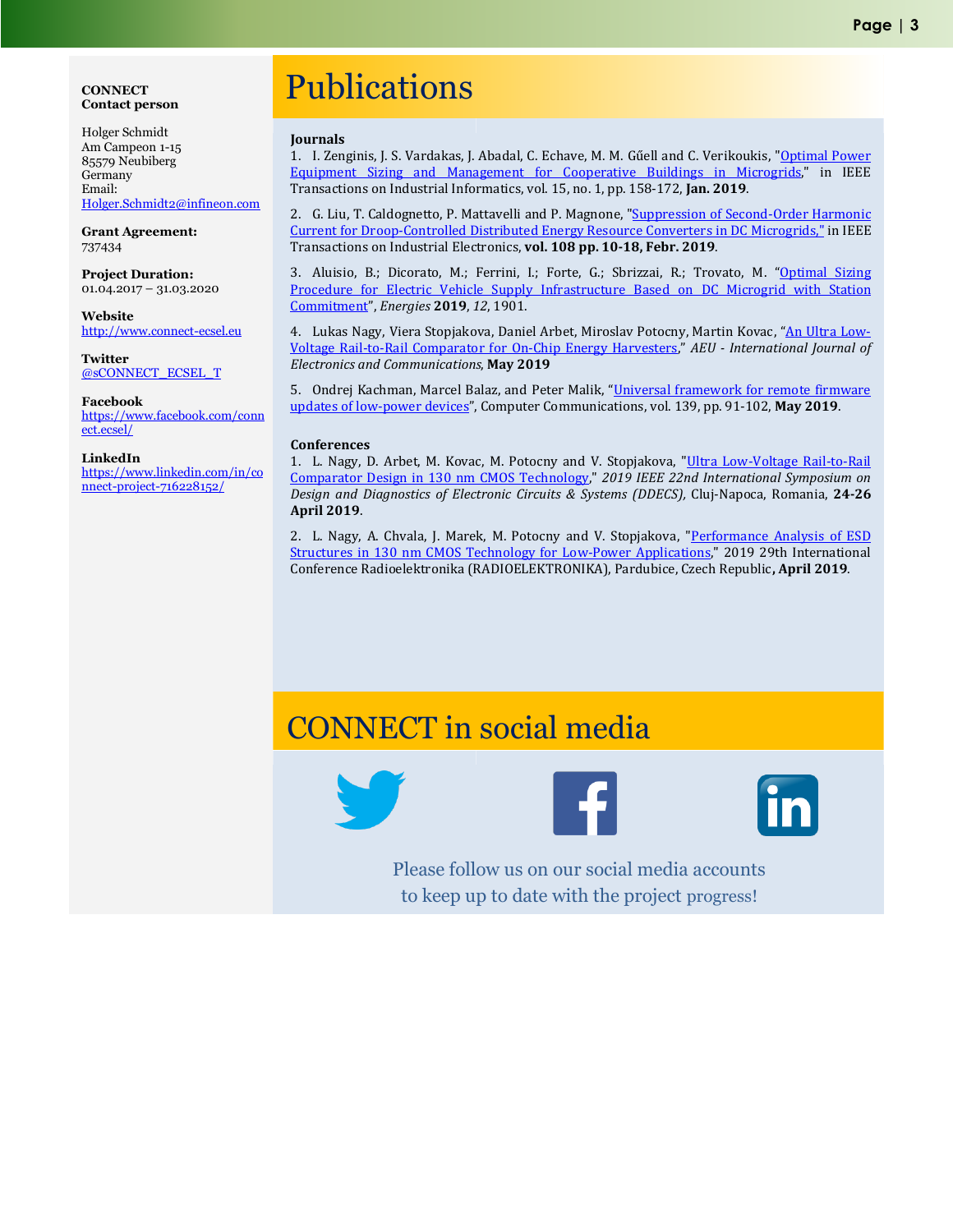**CONNECT**
**Contact person**

Holger Schmidt
Am Campeon 1-15
85579 Neubiberg
Germany
Email:
Holger.Schmidt2@infineon.com

**Grant Agreement:**
737434

**Project Duration:**
01.04.2017 – 31.03.2020

**Website**
http://www.connect-ecsel.eu

**Twitter**
@sCONNECT_ECSEL_T

**Facebook**
https://www.facebook.com/connect.ecsel/

**LinkedIn**
https://www.linkedin.com/in/connect-project-716228152/

# Publications

**Journals**

1. I. Zenginis, J. S. Vardakas, J. Abadal, C. Echave, M. M. Gűell and C. Verikoukis, "Optimal Power Equipment Sizing and Management for Cooperative Buildings in Microgrids," in IEEE Transactions on Industrial Informatics, vol. 15, no. 1, pp. 158-172, **Jan. 2019**.

2. G. Liu, T. Caldognetto, P. Mattavelli and P. Magnone, "Suppression of Second-Order Harmonic Current for Droop-Controlled Distributed Energy Resource Converters in DC Microgrids," in IEEE Transactions on Industrial Electronics, **vol. 108 pp. 10-18, Febr. 2019**.

3. Aluisio, B.; Dicorato, M.; Ferrini, I.; Forte, G.; Sbrizzai, R.; Trovato, M. "Optimal Sizing Procedure for Electric Vehicle Supply Infrastructure Based on DC Microgrid with Station Commitment", *Energies* **2019**, *12*, 1901.

4. Lukas Nagy, Viera Stopjakova, Daniel Arbet, Miroslav Potocny, Martin Kovac, "An Ultra Low-Voltage Rail-to-Rail Comparator for On-Chip Energy Harvesters," *AEU - International Journal of Electronics and Communications*, **May 2019**

5. Ondrej Kachman, Marcel Balaz, and Peter Malik, "Universal framework for remote firmware updates of low-power devices", Computer Communications, vol. 139, pp. 91-102, **May 2019**.

**Conferences**

1. L. Nagy, D. Arbet, M. Kovac, M. Potocny and V. Stopjakova, "Ultra Low-Voltage Rail-to-Rail Comparator Design in 130 nm CMOS Technology," *2019 IEEE 22nd International Symposium on Design and Diagnostics of Electronic Circuits & Systems (DDECS)*, Cluj-Napoca, Romania, **24-26 April 2019**.

2. L. Nagy, A. Chvala, J. Marek, M. Potocny and V. Stopjakova, "Performance Analysis of ESD Structures in 130 nm CMOS Technology for Low-Power Applications," 2019 29th International Conference Radioelektronika (RADIOELEKTRONIKA), Pardubice, Czech Republic**, April 2019**.

# CONNECT in social media

Please follow us on our social media accounts
to keep up to date with the project progress!